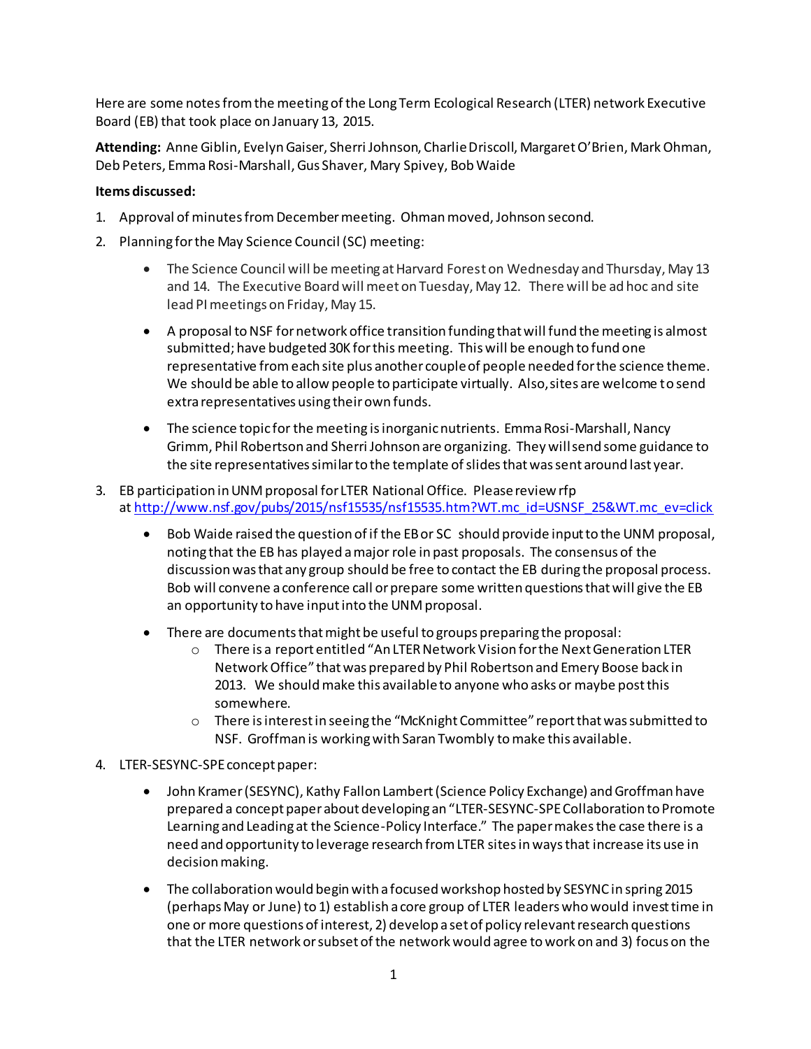Here are some notes from the meeting of the Long Term Ecological Research (LTER) network Executive Board (EB) that took place on January 13, 2015.

**Attending:** Anne Giblin, Evelyn Gaiser, Sherri Johnson, Charlie Driscoll, Margaret O'Brien, Mark Ohman, Deb Peters, Emma Rosi-Marshall, Gus Shaver, Mary Spivey, Bob Waide

**Items discussed:**

1. Approval of minutes from December meeting. Ohman moved, Johnson second.
2. Planning for the May Science Council (SC) meeting:
   - The Science Council will be meeting at Harvard Forest on Wednesday and Thursday, May 13 and 14. The Executive Board will meet on Tuesday, May 12. There will be ad hoc and site lead PI meetings on Friday, May 15.
   - A proposal to NSF for network office transition funding that will fund the meeting is almost submitted; have budgeted 30K for this meeting. This will be enough to fund one representative from each site plus another couple of people needed for the science theme. We should be able to allow people to participate virtually. Also, sites are welcome to send extra representatives using their own funds.
   - The science topic for the meeting is inorganic nutrients. Emma Rosi-Marshall, Nancy Grimm, Phil Robertson and Sherri Johnson are organizing. They will send some guidance to the site representatives similar to the template of slides that was sent around last year.
3. EB participation in UNM proposal for LTER National Office. Please review rfp at http://www.nsf.gov/pubs/2015/nsf15535/nsf15535.htm?WT.mc_id=USNSF_25&WT.mc_ev=click
   - Bob Waide raised the question of if the EB or SC should provide input to the UNM proposal, noting that the EB has played a major role in past proposals. The consensus of the discussion was that any group should be free to contact the EB during the proposal process. Bob will convene a conference call or prepare some written questions that will give the EB an opportunity to have input into the UNM proposal.
   - There are documents that might be useful to groups preparing the proposal:
     - There is a report entitled "An LTER Network Vision for the Next Generation LTER Network Office" that was prepared by Phil Robertson and Emery Boose back in 2013. We should make this available to anyone who asks or maybe post this somewhere.
     - There is interest in seeing the "McKnight Committee" report that was submitted to NSF. Groffman is working with Saran Twombly to make this available.
4. LTER-SESYNC-SPE concept paper:
   - John Kramer (SESYNC), Kathy Fallon Lambert (Science Policy Exchange) and Groffman have prepared a concept paper about developing an "LTER-SESYNC-SPE Collaboration to Promote Learning and Leading at the Science-Policy Interface." The paper makes the case there is a need and opportunity to leverage research from LTER sites in ways that increase its use in decision making.
   - The collaboration would begin with a focused workshop hosted by SESYNC in spring 2015 (perhaps May or June) to 1) establish a core group of LTER leaders who would invest time in one or more questions of interest, 2) develop a set of policy relevant research questions that the LTER network or subset of the network would agree to work on and 3) focus on the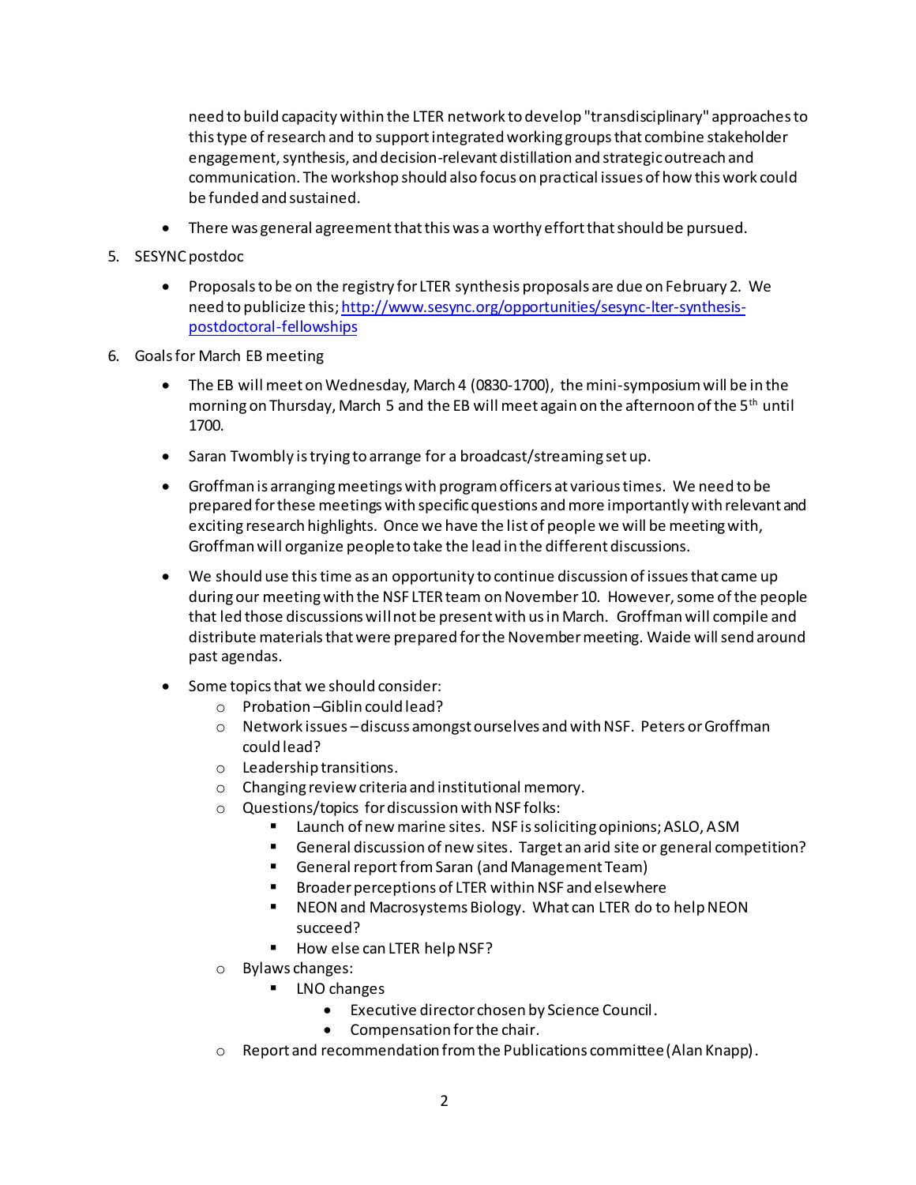need to build capacity within the LTER network to develop "transdisciplinary" approaches to this type of research and to support integrated working groups that combine stakeholder engagement, synthesis, and decision-relevant distillation and strategic outreach and communication. The workshop should also focus on practical issues of how this work could be funded and sustained.

- There was general agreement that this was a worthy effort that should be pursued.

5. SESYNC postdoc

    - Proposals to be on the registry for LTER synthesis proposals are due on February 2. We need to publicize this; [http://www.sesync.org/opportunities/sesync-lter-synthesis-postdoctoral-fellowships](http://www.sesync.org/opportunities/sesync-lter-synthesis-postdoctoral-fellowships)

6. Goals for March EB meeting

    - The EB will meet on Wednesday, March 4 (0830-1700), the mini-symposium will be in the morning on Thursday, March 5 and the EB will meet again on the afternoon of the 5th until 1700.
    - Saran Twombly is trying to arrange for a broadcast/streaming set up.
    - Groffman is arranging meetings with program officers at various times. We need to be prepared for these meetings with specific questions and more importantly with relevant and exciting research highlights. Once we have the list of people we will be meeting with, Groffman will organize people to take the lead in the different discussions.
    - We should use this time as an opportunity to continue discussion of issues that came up during our meeting with the NSF LTER team on November 10. However, some of the people that led those discussions will not be present with us in March. Groffman will compile and distribute materials that were prepared for the November meeting. Waide will send around past agendas.
    - Some topics that we should consider:
        - Probation –Giblin could lead?
        - Network issues – discuss amongst ourselves and with NSF. Peters or Groffman could lead?
        - Leadership transitions.
        - Changing review criteria and institutional memory.
        - Questions/topics for discussion with NSF folks:
            - Launch of new marine sites. NSF is soliciting opinions; ASLO, ASM
            - General discussion of new sites. Target an arid site or general competition?
            - General report from Saran (and Management Team)
            - Broader perceptions of LTER within NSF and elsewhere
            - NEON and Macrosystems Biology. What can LTER do to help NEON succeed?
            - How else can LTER help NSF?
        - Bylaws changes:
            - LNO changes
                - Executive director chosen by Science Council.
                - Compensation for the chair.
        - Report and recommendation from the Publications committee (Alan Knapp).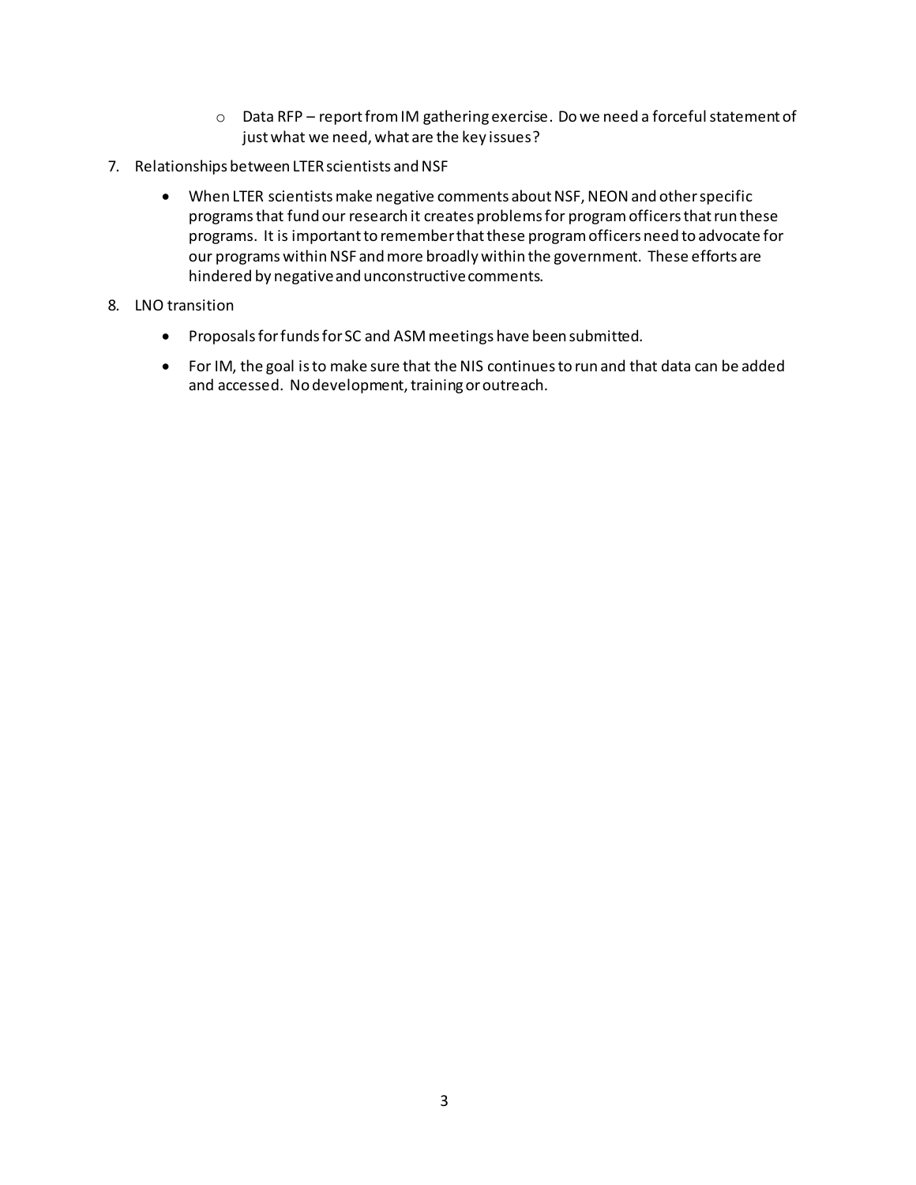- Data RFP – report from IM gathering exercise. Do we need a forceful statement of just what we need, what are the key issues?

7. Relationships between LTER scientists and NSF
   - When LTER scientists make negative comments about NSF, NEON and other specific programs that fund our research it creates problems for program officers that run these programs. It is important to remember that these program officers need to advocate for our programs within NSF and more broadly within the government. These efforts are hindered by negative and unconstructive comments.

8. LNO transition
   - Proposals for funds for SC and ASM meetings have been submitted.
   - For IM, the goal is to make sure that the NIS continues to run and that data can be added and accessed. No development, training or outreach.